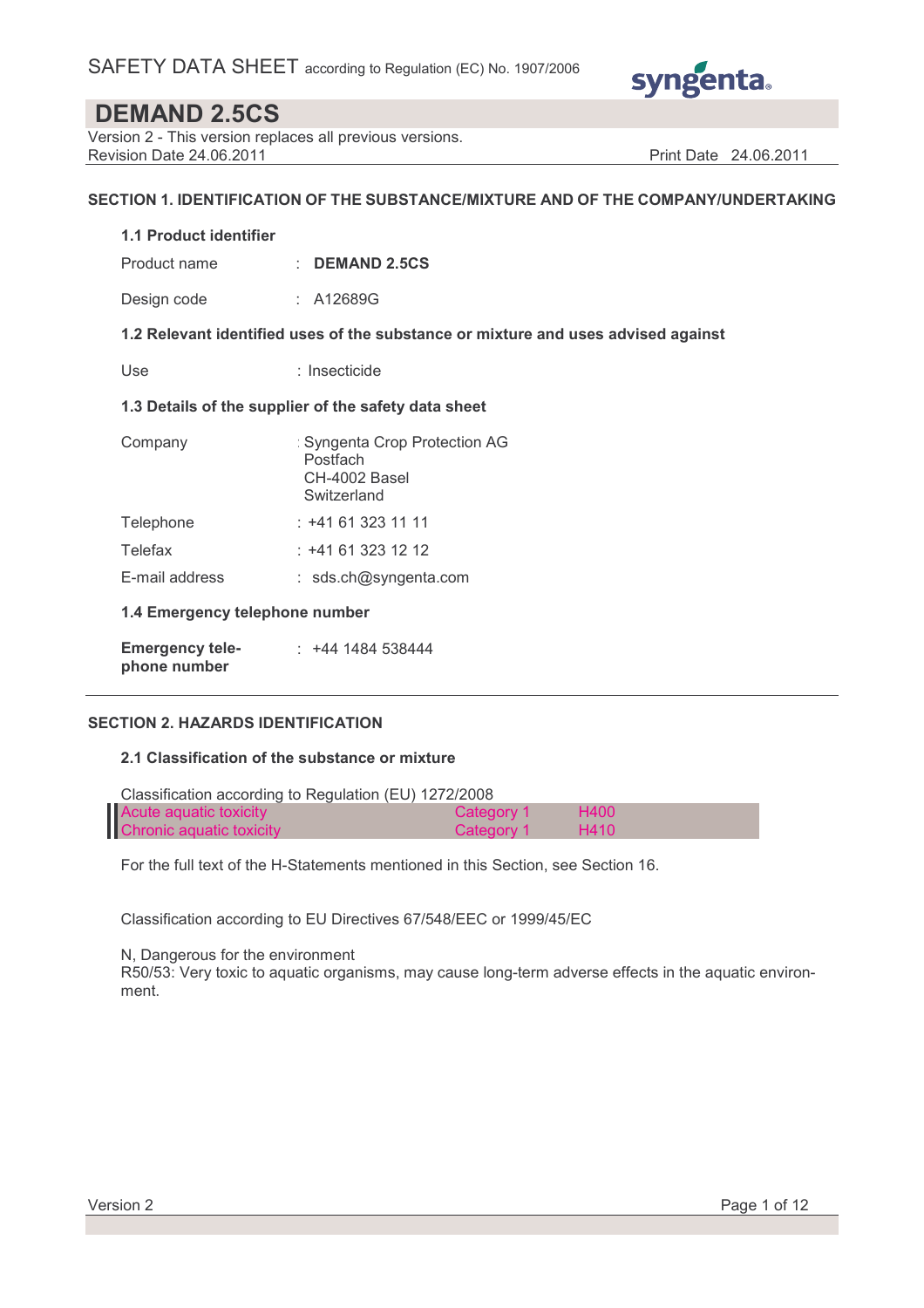SAFETY DATA SHEET according to Regulation (EC) No. 1907/2006

# DEMAND 2.5CS

Version 2 - This version replaces all previous versions.
Revision Date 24.06.2011 Print Date 24.06.2011

## SECTION 1. IDENTIFICATION OF THE SUBSTANCE/MIXTURE AND OF THE COMPANY/UNDERTAKING

### 1.1 Product identifier

Product name : **DEMAND 2.5CS**

Design code : A12689G

### 1.2 Relevant identified uses of the substance or mixture and uses advised against

Use : Insecticide

### 1.3 Details of the supplier of the safety data sheet

Company : Syngenta Crop Protection AG
Postfach
CH-4002 Basel
Switzerland

Telephone : +41 61 323 11 11

Telefax : +41 61 323 12 12

E-mail address : sds.ch@syngenta.com

### 1.4 Emergency telephone number

**Emergency telephone number** : +44 1484 538444

## SECTION 2. HAZARDS IDENTIFICATION

### 2.1 Classification of the substance or mixture

Classification according to Regulation (EU) 1272/2008

| | | |
|---|---|---|
| Acute aquatic toxicity | Category 1 | H400 |
| Chronic aquatic toxicity | Category 1 | H410 |

For the full text of the H-Statements mentioned in this Section, see Section 16.

Classification according to EU Directives 67/548/EEC or 1999/45/EC

N, Dangerous for the environment
R50/53: Very toxic to aquatic organisms, may cause long-term adverse effects in the aquatic environment.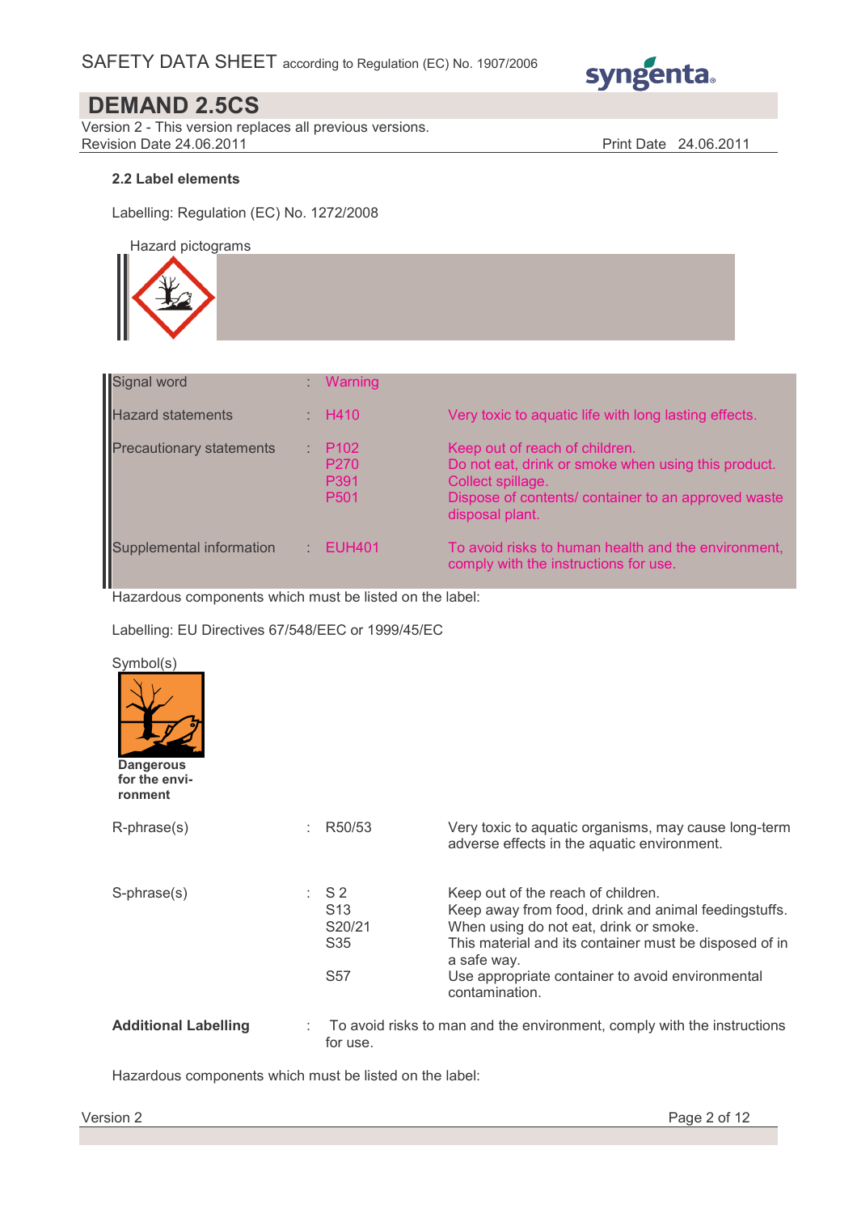#### 2.2 Label elements

Labelling: Regulation (EC) No. 1272/2008

Hazard pictograms

| | | | |
|---|---|---|---|
| Signal word | : | Warning | |
| Hazard statements | : | H410 | Very toxic to aquatic life with long lasting effects. |
| Precautionary statements | : | P102<br>P270<br>P391<br>P501 | Keep out of reach of children.<br>Do not eat, drink or smoke when using this product.<br>Collect spillage.<br>Dispose of contents/ container to an approved waste disposal plant. |
| Supplemental information | : | EUH401 | To avoid risks to human health and the environment, comply with the instructions for use. |

Hazardous components which must be listed on the label:

Labelling: EU Directives 67/548/EEC or 1999/45/EC

Symbol(s)

**Dangerous for the environment**

| | | | |
|---|---|---|---|
| R-phrase(s) | : | R50/53 | Very toxic to aquatic organisms, may cause long-term adverse effects in the aquatic environment. |
| S-phrase(s) | : | S 2<br>S13<br>S20/21<br>S35<br><br>S57 | Keep out of the reach of children.<br>Keep away from food, drink and animal feedingstuffs.<br>When using do not eat, drink or smoke.<br>This material and its container must be disposed of in a safe way.<br>Use appropriate container to avoid environmental contamination. |

**Additional Labelling** : To avoid risks to man and the environment, comply with the instructions for use.

Hazardous components which must be listed on the label: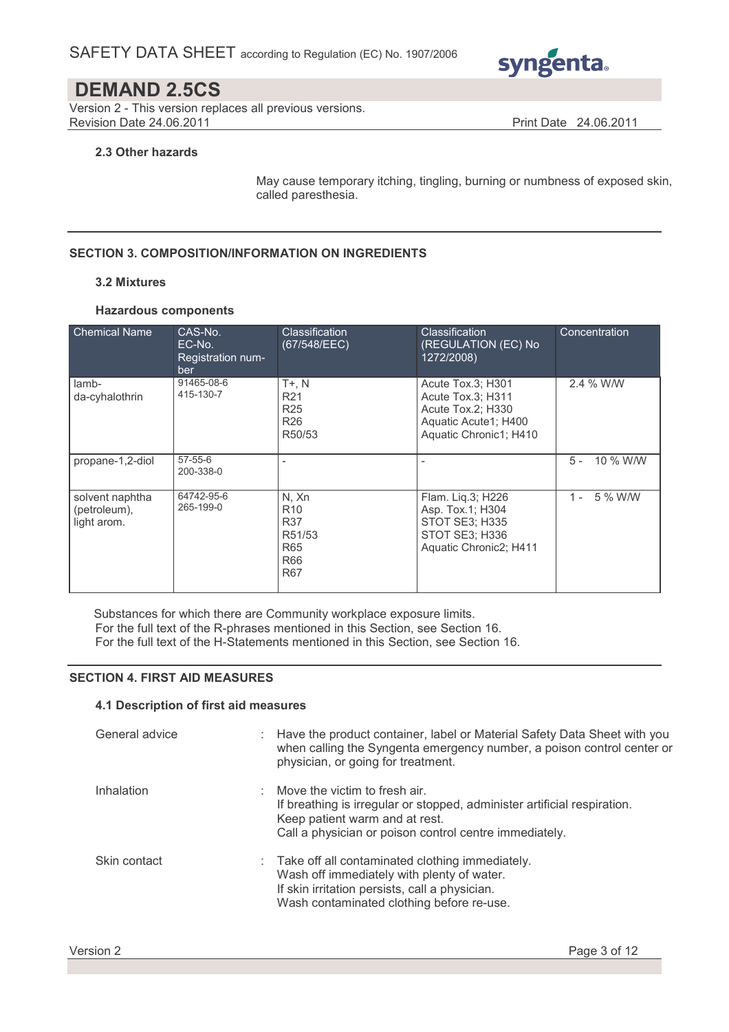### 2.3 Other hazards

May cause temporary itching, tingling, burning or numbness of exposed skin, called paresthesia.

## SECTION 3. COMPOSITION/INFORMATION ON INGREDIENTS

### 3.2 Mixtures

**Hazardous components**

| Chemical Name | CAS-No.<br>EC-No.<br>Registration number | Classification (67/548/EEC) | Classification (REGULATION (EC) No 1272/2008) | Concentration |
|---|---|---|---|---|
| lambda-cyhalothrin | 91465-08-6<br>415-130-7 | T+, N<br>R21<br>R25<br>R26<br>R50/53 | Acute Tox.3; H301<br>Acute Tox.3; H311<br>Acute Tox.2; H330<br>Aquatic Acute1; H400<br>Aquatic Chronic1; H410 | 2.4 % W/W |
| propane-1,2-diol | 57-55-6<br>200-338-0 | - | - | 5 - 10 % W/W |
| solvent naphtha (petroleum), light arom. | 64742-95-6<br>265-199-0 | N, Xn<br>R10<br>R37<br>R51/53<br>R65<br>R66<br>R67 | Flam. Liq.3; H226<br>Asp. Tox.1; H304<br>STOT SE3; H335<br>STOT SE3; H336<br>Aquatic Chronic2; H411 | 1 - 5 % W/W |

Substances for which there are Community workplace exposure limits.
For the full text of the R-phrases mentioned in this Section, see Section 16.
For the full text of the H-Statements mentioned in this Section, see Section 16.

## SECTION 4. FIRST AID MEASURES

### 4.1 Description of first aid measures

General advice : Have the product container, label or Material Safety Data Sheet with you when calling the Syngenta emergency number, a poison control center or physician, or going for treatment.

Inhalation : Move the victim to fresh air.
If breathing is irregular or stopped, administer artificial respiration.
Keep patient warm and at rest.
Call a physician or poison control centre immediately.

Skin contact : Take off all contaminated clothing immediately.
Wash off immediately with plenty of water.
If skin irritation persists, call a physician.
Wash contaminated clothing before re-use.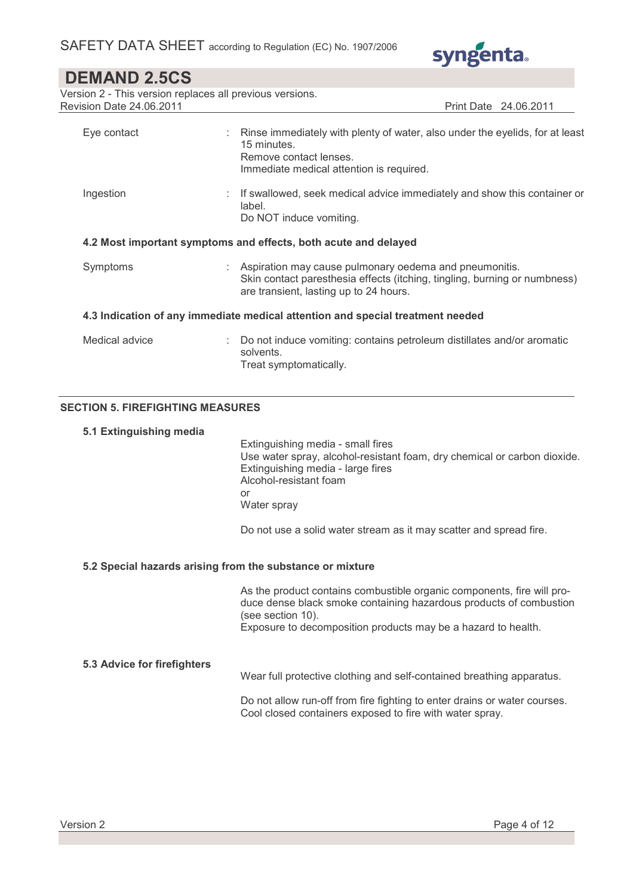| | |
|---|---|
| Eye contact | : Rinse immediately with plenty of water, also under the eyelids, for at least 15 minutes.<br>Remove contact lenses.<br>Immediate medical attention is required. |
| Ingestion | : If swallowed, seek medical advice immediately and show this container or label.<br>Do NOT induce vomiting. |

**4.2 Most important symptoms and effects, both acute and delayed**

| | |
|---|---|
| Symptoms | : Aspiration may cause pulmonary oedema and pneumonitis.<br>Skin contact paresthesia effects (itching, tingling, burning or numbness) are transient, lasting up to 24 hours. |

**4.3 Indication of any immediate medical attention and special treatment needed**

| | |
|---|---|
| Medical advice | : Do not induce vomiting: contains petroleum distillates and/or aromatic solvents.<br>Treat symptomatically. |

## SECTION 5. FIREFIGHTING MEASURES

**5.1 Extinguishing media**

Extinguishing media - small fires
Use water spray, alcohol-resistant foam, dry chemical or carbon dioxide.
Extinguishing media - large fires
Alcohol-resistant foam
or
Water spray

Do not use a solid water stream as it may scatter and spread fire.

**5.2 Special hazards arising from the substance or mixture**

As the product contains combustible organic components, fire will produce dense black smoke containing hazardous products of combustion (see section 10).
Exposure to decomposition products may be a hazard to health.

**5.3 Advice for firefighters**

Wear full protective clothing and self-contained breathing apparatus.

Do not allow run-off from fire fighting to enter drains or water courses.
Cool closed containers exposed to fire with water spray.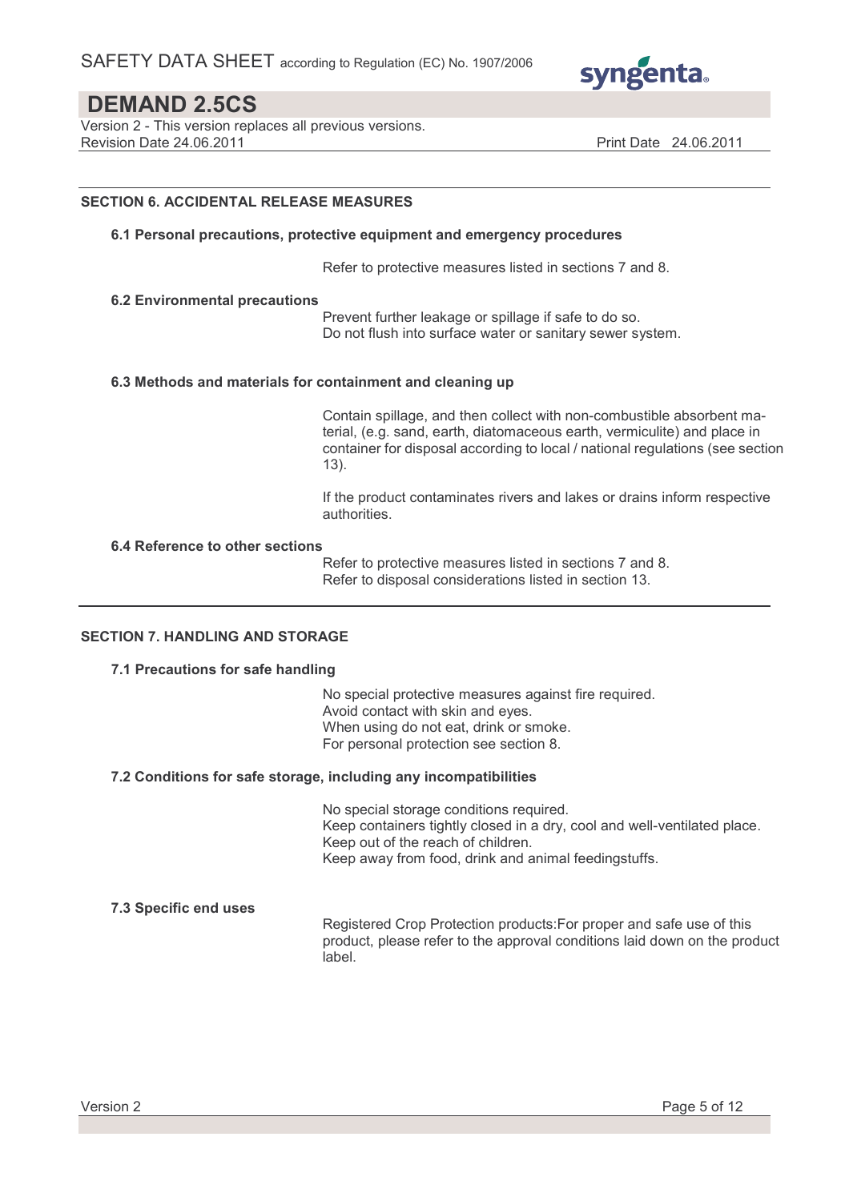## SECTION 6. ACCIDENTAL RELEASE MEASURES

### 6.1 Personal precautions, protective equipment and emergency procedures

Refer to protective measures listed in sections 7 and 8.

### 6.2 Environmental precautions

Prevent further leakage or spillage if safe to do so.
Do not flush into surface water or sanitary sewer system.

### 6.3 Methods and materials for containment and cleaning up

Contain spillage, and then collect with non-combustible absorbent material, (e.g. sand, earth, diatomaceous earth, vermiculite) and place in container for disposal according to local / national regulations (see section 13).

If the product contaminates rivers and lakes or drains inform respective authorities.

### 6.4 Reference to other sections

Refer to protective measures listed in sections 7 and 8.
Refer to disposal considerations listed in section 13.

## SECTION 7. HANDLING AND STORAGE

### 7.1 Precautions for safe handling

No special protective measures against fire required.
Avoid contact with skin and eyes.
When using do not eat, drink or smoke.
For personal protection see section 8.

### 7.2 Conditions for safe storage, including any incompatibilities

No special storage conditions required.
Keep containers tightly closed in a dry, cool and well-ventilated place.
Keep out of the reach of children.
Keep away from food, drink and animal feedingstuffs.

### 7.3 Specific end uses

Registered Crop Protection products:For proper and safe use of this product, please refer to the approval conditions laid down on the product label.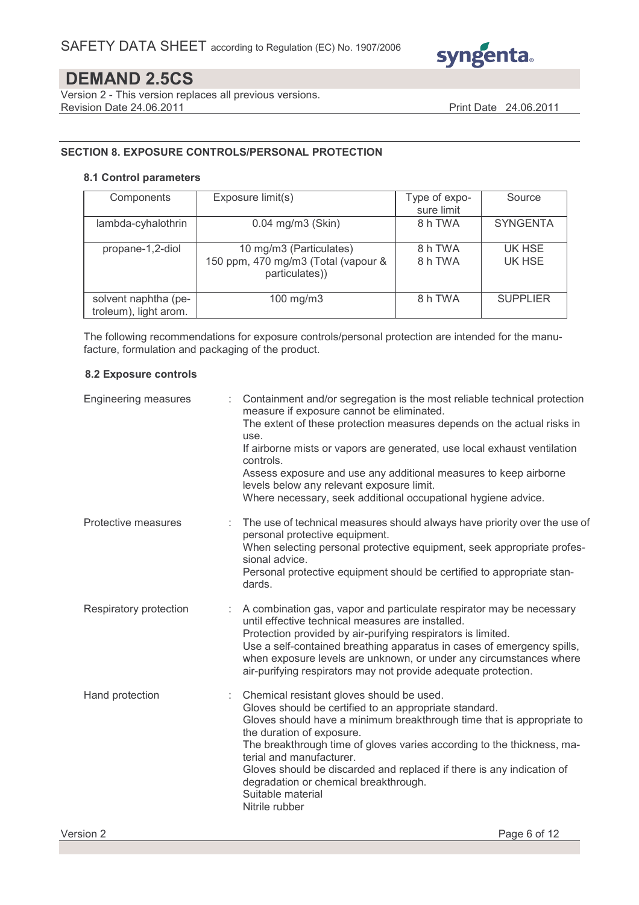## SECTION 8. EXPOSURE CONTROLS/PERSONAL PROTECTION

### 8.1 Control parameters

| Components | Exposure limit(s) | Type of exposure limit | Source |
|---|---|---|---|
| lambda-cyhalothrin | 0.04 mg/m3 (Skin) | 8 h TWA | SYNGENTA |
| propane-1,2-diol | 10 mg/m3 (Particulates)<br>150 ppm, 470 mg/m3 (Total (vapour & particulates)) | 8 h TWA<br>8 h TWA | UK HSE<br>UK HSE |
| solvent naphtha (petroleum), light arom. | 100 mg/m3 | 8 h TWA | SUPPLIER |

The following recommendations for exposure controls/personal protection are intended for the manufacture, formulation and packaging of the product.

### 8.2 Exposure controls

**Engineering measures** : Containment and/or segregation is the most reliable technical protection measure if exposure cannot be eliminated.
The extent of these protection measures depends on the actual risks in use.
If airborne mists or vapors are generated, use local exhaust ventilation controls.
Assess exposure and use any additional measures to keep airborne levels below any relevant exposure limit.
Where necessary, seek additional occupational hygiene advice.

**Protective measures** : The use of technical measures should always have priority over the use of personal protective equipment.
When selecting personal protective equipment, seek appropriate professional advice.
Personal protective equipment should be certified to appropriate standards.

**Respiratory protection** : A combination gas, vapor and particulate respirator may be necessary until effective technical measures are installed.
Protection provided by air-purifying respirators is limited.
Use a self-contained breathing apparatus in cases of emergency spills, when exposure levels are unknown, or under any circumstances where air-purifying respirators may not provide adequate protection.

**Hand protection** : Chemical resistant gloves should be used.
Gloves should be certified to an appropriate standard.
Gloves should have a minimum breakthrough time that is appropriate to the duration of exposure.
The breakthrough time of gloves varies according to the thickness, material and manufacturer.
Gloves should be discarded and replaced if there is any indication of degradation or chemical breakthrough.
Suitable material
Nitrile rubber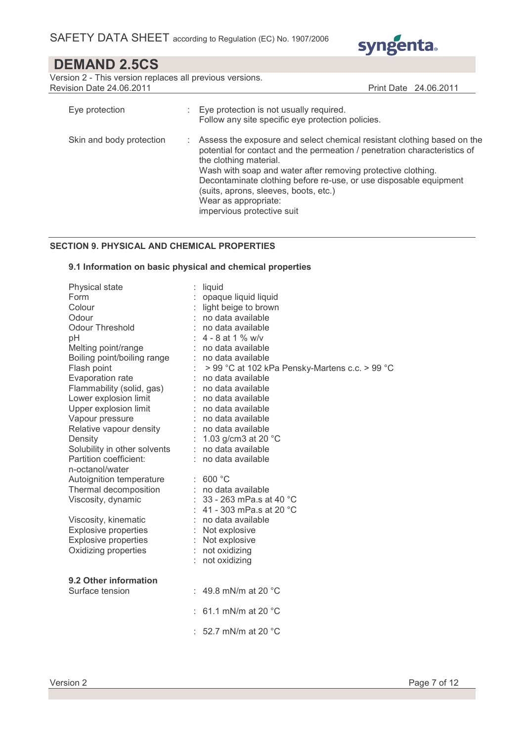| | | |
|---|---|---|
| Eye protection | : | Eye protection is not usually required.<br>Follow any site specific eye protection policies. |
| Skin and body protection | : | Assess the exposure and select chemical resistant clothing based on the potential for contact and the permeation / penetration characteristics of the clothing material.<br>Wash with soap and water after removing protective clothing.<br>Decontaminate clothing before re-use, or use disposable equipment (suits, aprons, sleeves, boots, etc.)<br>Wear as appropriate:<br>impervious protective suit |

## SECTION 9. PHYSICAL AND CHEMICAL PROPERTIES

### 9.1 Information on basic physical and chemical properties

| | | |
|---|---|---|
| Physical state | : | liquid |
| Form | : | opaque liquid liquid |
| Colour | : | light beige to brown |
| Odour | : | no data available |
| Odour Threshold | : | no data available |
| pH | : | 4 - 8 at 1 % w/v |
| Melting point/range | : | no data available |
| Boiling point/boiling range | : | no data available |
| Flash point | : | > 99 °C at 102 kPa Pensky-Martens c.c. > 99 °C |
| Evaporation rate | : | no data available |
| Flammability (solid, gas) | : | no data available |
| Lower explosion limit | : | no data available |
| Upper explosion limit | : | no data available |
| Vapour pressure | : | no data available |
| Relative vapour density | : | no data available |
| Density | : | 1.03 g/cm3 at 20 °C |
| Solubility in other solvents | : | no data available |
| Partition coefficient: n-octanol/water | : | no data available |
| Autoignition temperature | : | 600 °C |
| Thermal decomposition | : | no data available |
| Viscosity, dynamic | : | 33 - 263 mPa.s at 40 °C |
| | : | 41 - 303 mPa.s at 20 °C |
| Viscosity, kinematic | : | no data available |
| Explosive properties | : | Not explosive |
| Explosive properties | : | Not explosive |
| Oxidizing properties | : | not oxidizing |
| | : | not oxidizing |

### 9.2 Other information

| | | |
|---|---|---|
| Surface tension | : | 49.8 mN/m at 20 °C |
| | : | 61.1 mN/m at 20 °C |
| | : | 52.7 mN/m at 20 °C |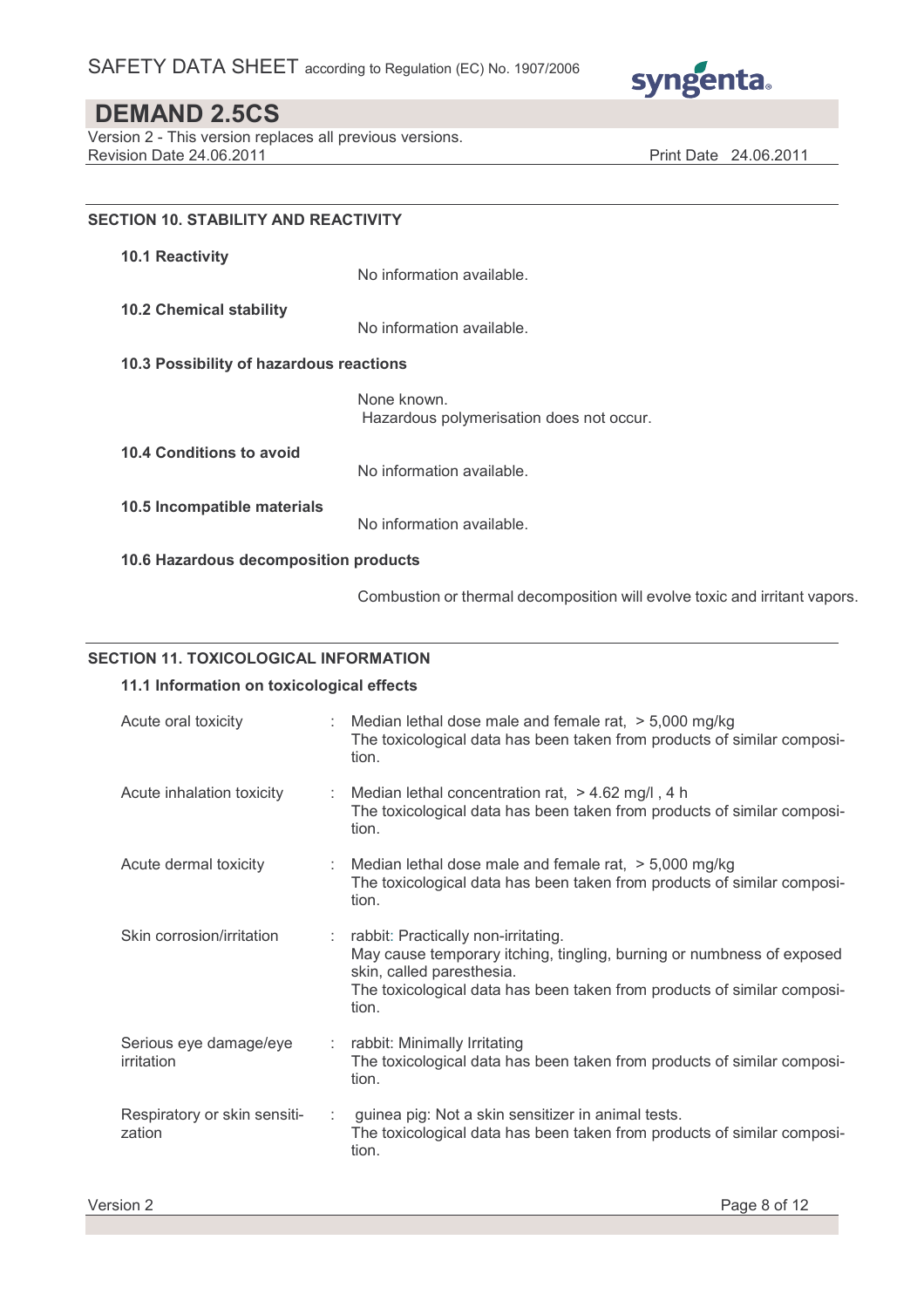## SECTION 10. STABILITY AND REACTIVITY

### 10.1 Reactivity

No information available.

### 10.2 Chemical stability

No information available.

### 10.3 Possibility of hazardous reactions

None known.
Hazardous polymerisation does not occur.

### 10.4 Conditions to avoid

No information available.

### 10.5 Incompatible materials

No information available.

### 10.6 Hazardous decomposition products

Combustion or thermal decomposition will evolve toxic and irritant vapors.

## SECTION 11. TOXICOLOGICAL INFORMATION

### 11.1 Information on toxicological effects

| | |
|---|---|
| Acute oral toxicity | : Median lethal dose male and female rat, > 5,000 mg/kg<br>The toxicological data has been taken from products of similar composition. |
| Acute inhalation toxicity | : Median lethal concentration rat, > 4.62 mg/l , 4 h<br>The toxicological data has been taken from products of similar composition. |
| Acute dermal toxicity | : Median lethal dose male and female rat, > 5,000 mg/kg<br>The toxicological data has been taken from products of similar composition. |
| Skin corrosion/irritation | : rabbit: Practically non-irritating.<br>May cause temporary itching, tingling, burning or numbness of exposed skin, called paresthesia.<br>The toxicological data has been taken from products of similar composition. |
| Serious eye damage/eye irritation | : rabbit: Minimally Irritating<br>The toxicological data has been taken from products of similar composition. |
| Respiratory or skin sensitization | : guinea pig: Not a skin sensitizer in animal tests.<br>The toxicological data has been taken from products of similar composition. |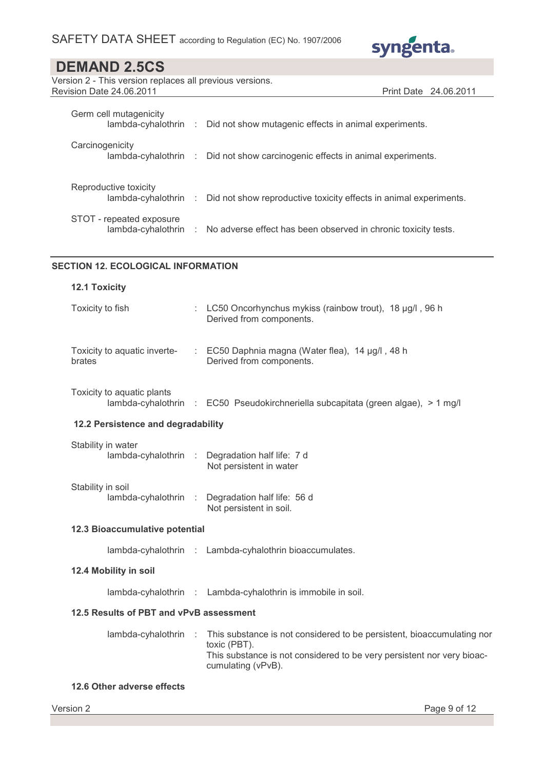Germ cell mutagenicity

lambda-cyhalothrin : Did not show mutagenic effects in animal experiments.

Carcinogenicity

lambda-cyhalothrin : Did not show carcinogenic effects in animal experiments.

Reproductive toxicity

lambda-cyhalothrin : Did not show reproductive toxicity effects in animal experiments.

STOT - repeated exposure

lambda-cyhalothrin : No adverse effect has been observed in chronic toxicity tests.

## SECTION 12. ECOLOGICAL INFORMATION

### 12.1 Toxicity

Toxicity to fish : LC50 Oncorhynchus mykiss (rainbow trout), 18 µg/l , 96 h
Derived from components.

Toxicity to aquatic invertebrates : EC50 Daphnia magna (Water flea), 14 µg/l , 48 h
Derived from components.

Toxicity to aquatic plants

lambda-cyhalothrin : EC50 Pseudokirchneriella subcapitata (green algae), > 1 mg/l

### 12.2 Persistence and degradability

Stability in water

lambda-cyhalothrin : Degradation half life: 7 d
Not persistent in water

Stability in soil

lambda-cyhalothrin : Degradation half life: 56 d
Not persistent in soil.

### 12.3 Bioaccumulative potential

lambda-cyhalothrin : Lambda-cyhalothrin bioaccumulates.

### 12.4 Mobility in soil

lambda-cyhalothrin : Lambda-cyhalothrin is immobile in soil.

### 12.5 Results of PBT and vPvB assessment

lambda-cyhalothrin : This substance is not considered to be persistent, bioaccumulating nor toxic (PBT).
This substance is not considered to be very persistent nor very bioaccumulating (vPvB).

### 12.6 Other adverse effects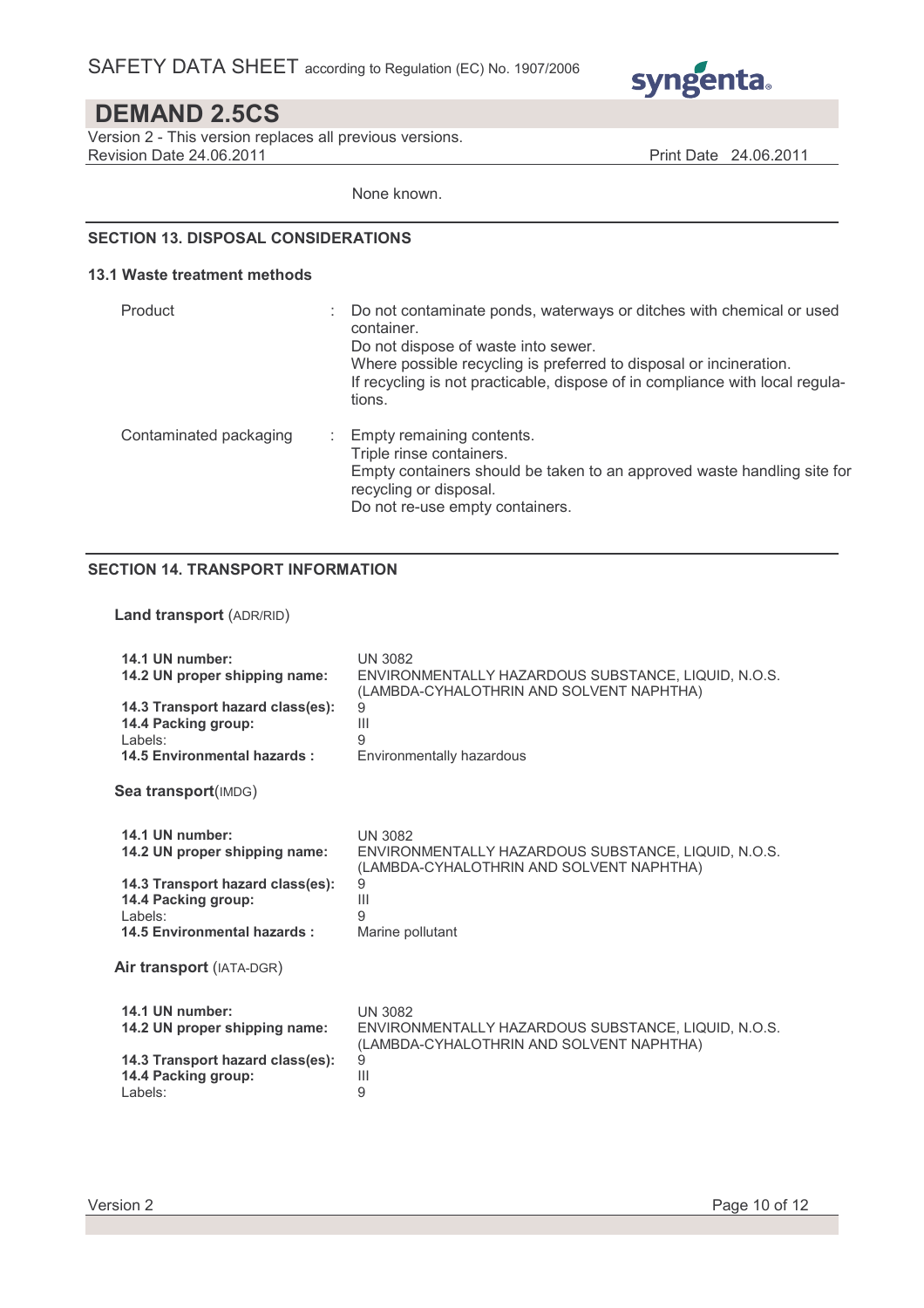None known.

## SECTION 13. DISPOSAL CONSIDERATIONS

### 13.1 Waste treatment methods

| | |
|---|---|
| Product | Do not contaminate ponds, waterways or ditches with chemical or used container.<br>Do not dispose of waste into sewer.<br>Where possible recycling is preferred to disposal or incineration.<br>If recycling is not practicable, dispose of in compliance with local regulations. |
| Contaminated packaging | Empty remaining contents.<br>Triple rinse containers.<br>Empty containers should be taken to an approved waste handling site for recycling or disposal.<br>Do not re-use empty containers. |

## SECTION 14. TRANSPORT INFORMATION

**Land transport** (ADR/RID)

| | |
|---|---|
| **14.1 UN number:** | UN 3082 |
| **14.2 UN proper shipping name:** | ENVIRONMENTALLY HAZARDOUS SUBSTANCE, LIQUID, N.O.S. (LAMBDA-CYHALOTHRIN AND SOLVENT NAPHTHA) |
| **14.3 Transport hazard class(es):** | 9 |
| **14.4 Packing group:** | III |
| Labels: | 9 |
| **14.5 Environmental hazards :** | Environmentally hazardous |

**Sea transport**(IMDG)

| | |
|---|---|
| **14.1 UN number:** | UN 3082 |
| **14.2 UN proper shipping name:** | ENVIRONMENTALLY HAZARDOUS SUBSTANCE, LIQUID, N.O.S. (LAMBDA-CYHALOTHRIN AND SOLVENT NAPHTHA) |
| **14.3 Transport hazard class(es):** | 9 |
| **14.4 Packing group:** | III |
| Labels: | 9 |
| **14.5 Environmental hazards :** | Marine pollutant |

**Air transport** (IATA-DGR)

| | |
|---|---|
| **14.1 UN number:** | UN 3082 |
| **14.2 UN proper shipping name:** | ENVIRONMENTALLY HAZARDOUS SUBSTANCE, LIQUID, N.O.S. (LAMBDA-CYHALOTHRIN AND SOLVENT NAPHTHA) |
| **14.3 Transport hazard class(es):** | 9 |
| **14.4 Packing group:** | III |
| Labels: | 9 |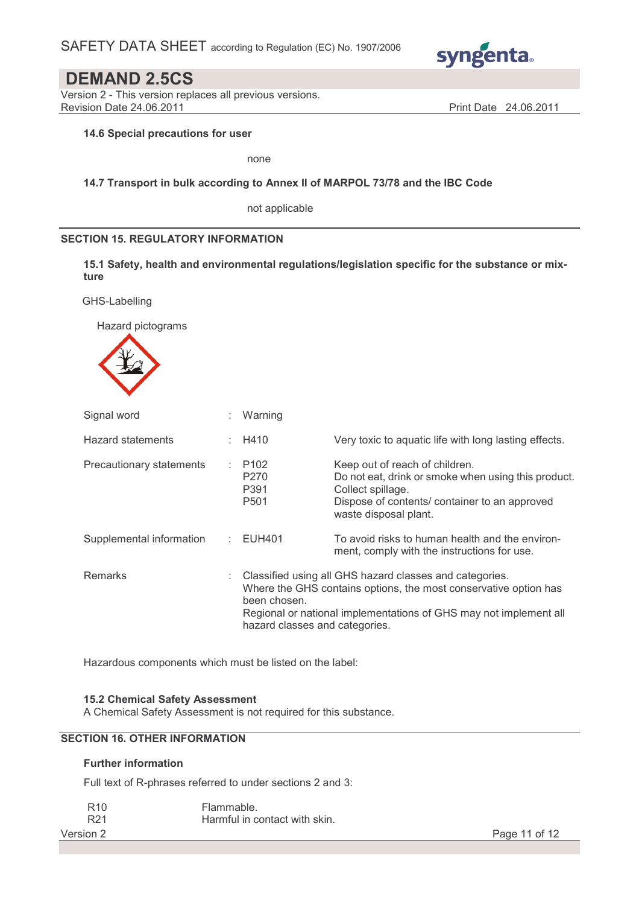#### 14.6 Special precautions for user

none

#### 14.7 Transport in bulk according to Annex II of MARPOL 73/78 and the IBC Code

not applicable

## SECTION 15. REGULATORY INFORMATION

#### 15.1 Safety, health and environmental regulations/legislation specific for the substance or mixture

GHS-Labelling

Hazard pictograms

| | | |
|---|---|---|
| Signal word | : Warning | |
| Hazard statements | : H410 | Very toxic to aquatic life with long lasting effects. |
| Precautionary statements | : P102<br>P270<br>P391<br>P501 | Keep out of reach of children.<br>Do not eat, drink or smoke when using this product.<br>Collect spillage.<br>Dispose of contents/ container to an approved waste disposal plant. |
| Supplemental information | : EUH401 | To avoid risks to human health and the environment, comply with the instructions for use. |
| Remarks | : Classified using all GHS hazard classes and categories.<br>Where the GHS contains options, the most conservative option has been chosen.<br>Regional or national implementations of GHS may not implement all hazard classes and categories. | |

Hazardous components which must be listed on the label:

#### 15.2 Chemical Safety Assessment

A Chemical Safety Assessment is not required for this substance.

## SECTION 16. OTHER INFORMATION

#### Further information

Full text of R-phrases referred to under sections 2 and 3:

| | |
|---|---|
| R10 | Flammable. |
| R21 | Harmful in contact with skin. |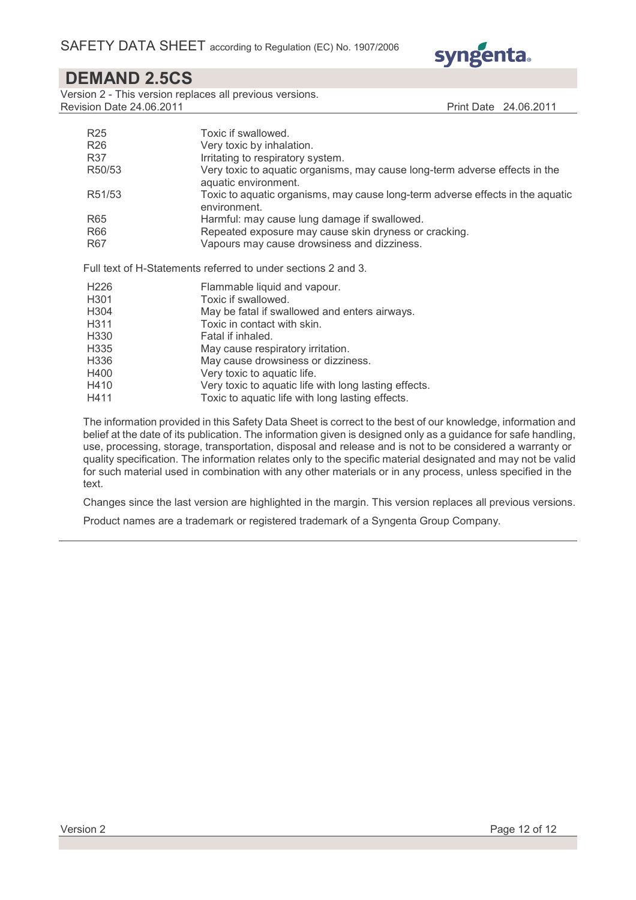| | |
|---|---|
| R25 | Toxic if swallowed. |
| R26 | Very toxic by inhalation. |
| R37 | Irritating to respiratory system. |
| R50/53 | Very toxic to aquatic organisms, may cause long-term adverse effects in the aquatic environment. |
| R51/53 | Toxic to aquatic organisms, may cause long-term adverse effects in the aquatic environment. |
| R65 | Harmful: may cause lung damage if swallowed. |
| R66 | Repeated exposure may cause skin dryness or cracking. |
| R67 | Vapours may cause drowsiness and dizziness. |

Full text of H-Statements referred to under sections 2 and 3.

| | |
|---|---|
| H226 | Flammable liquid and vapour. |
| H301 | Toxic if swallowed. |
| H304 | May be fatal if swallowed and enters airways. |
| H311 | Toxic in contact with skin. |
| H330 | Fatal if inhaled. |
| H335 | May cause respiratory irritation. |
| H336 | May cause drowsiness or dizziness. |
| H400 | Very toxic to aquatic life. |
| H410 | Very toxic to aquatic life with long lasting effects. |
| H411 | Toxic to aquatic life with long lasting effects. |

The information provided in this Safety Data Sheet is correct to the best of our knowledge, information and belief at the date of its publication. The information given is designed only as a guidance for safe handling, use, processing, storage, transportation, disposal and release and is not to be considered a warranty or quality specification. The information relates only to the specific material designated and may not be valid for such material used in combination with any other materials or in any process, unless specified in the text.

Changes since the last version are highlighted in the margin. This version replaces all previous versions.

Product names are a trademark or registered trademark of a Syngenta Group Company.